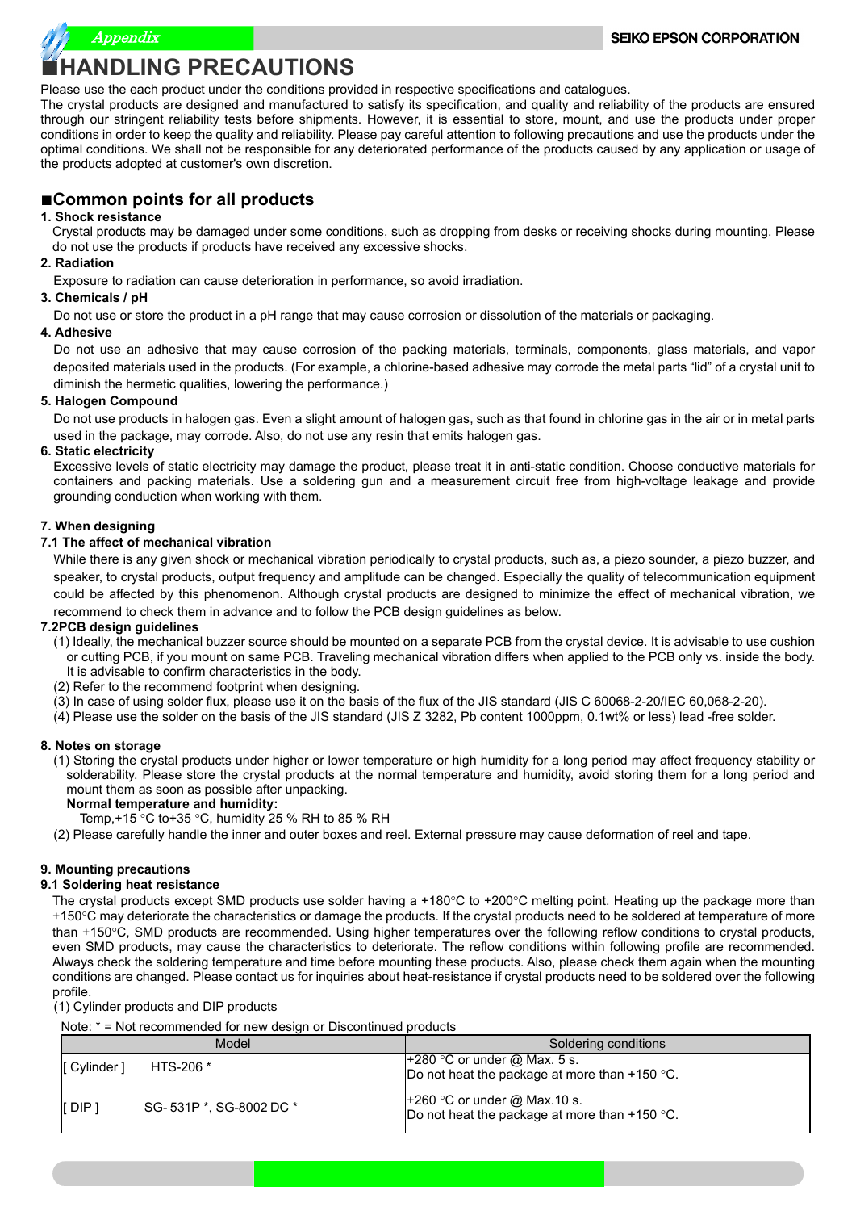# ■HANDLING PRECAUTIONS

Please use the each product under the conditions provided in respective specifications and catalogues.
The crystal products are designed and manufactured to satisfy its specification, and quality and reliability of the products are ensured through our stringent reliability tests before shipments. However, it is essential to store, mount, and use the products under proper conditions in order to keep the quality and reliability. Please pay careful attention to following precautions and use the products under the optimal conditions. We shall not be responsible for any deteriorated performance of the products caused by any application or usage of the products adopted at customer's own discretion.

## ■Common points for all products

**1. Shock resistance**

Crystal products may be damaged under some conditions, such as dropping from desks or receiving shocks during mounting. Please do not use the products if products have received any excessive shocks.

**2. Radiation**

Exposure to radiation can cause deterioration in performance, so avoid irradiation.

**3. Chemicals / pH**

Do not use or store the product in a pH range that may cause corrosion or dissolution of the materials or packaging.

**4. Adhesive**

Do not use an adhesive that may cause corrosion of the packing materials, terminals, components, glass materials, and vapor deposited materials used in the products. (For example, a chlorine-based adhesive may corrode the metal parts “lid” of a crystal unit to diminish the hermetic qualities, lowering the performance.)

**5. Halogen Compound**

Do not use products in halogen gas. Even a slight amount of halogen gas, such as that found in chlorine gas in the air or in metal parts used in the package, may corrode. Also, do not use any resin that emits halogen gas.

**6. Static electricity**

Excessive levels of static electricity may damage the product, please treat it in anti-static condition. Choose conductive materials for containers and packing materials. Use a soldering gun and a measurement circuit free from high-voltage leakage and provide grounding conduction when working with them.

**7. When designing**

**7.1 The affect of mechanical vibration**

While there is any given shock or mechanical vibration periodically to crystal products, such as, a piezo sounder, a piezo buzzer, and speaker, to crystal products, output frequency and amplitude can be changed. Especially the quality of telecommunication equipment could be affected by this phenomenon. Although crystal products are designed to minimize the effect of mechanical vibration, we recommend to check them in advance and to follow the PCB design guidelines as below.

**7.2PCB design guidelines**

(1) Ideally, the mechanical buzzer source should be mounted on a separate PCB from the crystal device. It is advisable to use cushion or cutting PCB, if you mount on same PCB. Traveling mechanical vibration differs when applied to the PCB only vs. inside the body. It is advisable to confirm characteristics in the body.
(2) Refer to the recommend footprint when designing.
(3) In case of using solder flux, please use it on the basis of the flux of the JIS standard (JIS C 60068-2-20/IEC 60,068-2-20).
(4) Please use the solder on the basis of the JIS standard (JIS Z 3282, Pb content 1000ppm, 0.1wt% or less) lead -free solder.

**8. Notes on storage**

(1) Storing the crystal products under higher or lower temperature or high humidity for a long period may affect frequency stability or solderability. Please store the crystal products at the normal temperature and humidity, avoid storing them for a long period and mount them as soon as possible after unpacking.
**Normal temperature and humidity:**
Temp,+15 °C to+35 °C, humidity 25 % RH to 85 % RH
(2) Please carefully handle the inner and outer boxes and reel. External pressure may cause deformation of reel and tape.

**9. Mounting precautions**

**9.1 Soldering heat resistance**

The crystal products except SMD products use solder having a +180°C to +200°C melting point. Heating up the package more than +150°C may deteriorate the characteristics or damage the products. If the crystal products need to be soldered at temperature of more than +150°C, SMD products are recommended. Using higher temperatures over the following reflow conditions to crystal products, even SMD products, may cause the characteristics to deteriorate. The reflow conditions within following profile are recommended. Always check the soldering temperature and time before mounting these products. Also, please check them again when the mounting conditions are changed. Please contact us for inquiries about heat-resistance if crystal products need to be soldered over the following profile.

(1) Cylinder products and DIP products

Note: * = Not recommended for new design or Discontinued products

| Model | Soldering conditions |
|---|---|
| [ Cylinder ] HTS-206 * | +280 °C or under @ Max. 5 s.<br>Do not heat the package at more than +150 °C. |
| [ DIP ] SG- 531P *, SG-8002 DC * | +260 °C or under @ Max.10 s.<br>Do not heat the package at more than +150 °C. |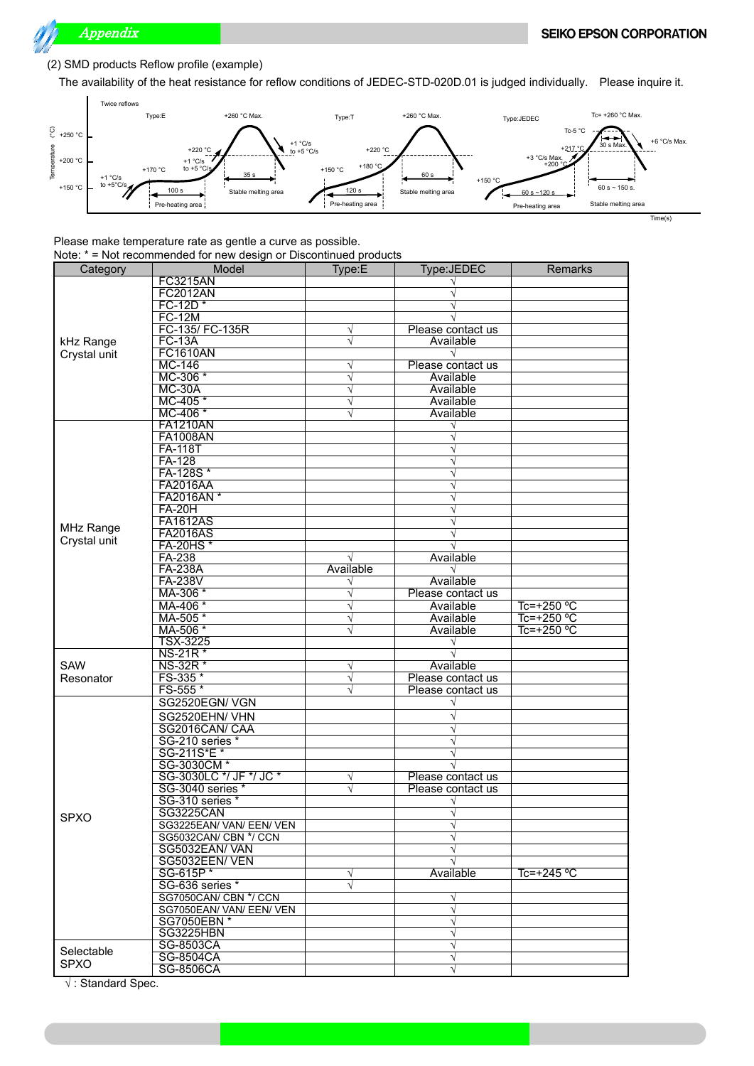## (2) SMD products Reflow profile (example)

The availability of the heat resistance for reflow conditions of JEDEC-STD-020D.01 is judged individually. Please inquire it.

Please make temperature rate as gentle a curve as possible.
Note: * = Not recommended for new design or Discontinued products

| Category | Model | Type:E | Type:JEDEC | Remarks |
|---|---|---|---|---|
| kHz Range Crystal unit | FC3215AN | | √ | |
| | FC2012AN | | √ | |
| | FC-12D * | | √ | |
| | FC-12M | | √ | |
| | FC-135/ FC-135R | √ | Please contact us | |
| | FC-13A | √ | Available | |
| | FC1610AN | | √ | |
| | MC-146 | √ | Please contact us | |
| | MC-306 * | √ | Available | |
| | MC-30A | √ | Available | |
| | MC-405 * | √ | Available | |
| | MC-406 * | √ | Available | |
| MHz Range Crystal unit | FA1210AN | | √ | |
| | FA1008AN | | √ | |
| | FA-118T | | √ | |
| | FA-128 | | √ | |
| | FA-128S * | | √ | |
| | FA2016AA | | √ | |
| | FA2016AN * | | √ | |
| | FA-20H | | √ | |
| | FA1612AS | | √ | |
| | FA2016AS | | √ | |
| | FA-20HS * | | √ | |
| | FA-238 | √ | Available | |
| | FA-238A | Available | √ | |
| | FA-238V | √ | Available | |
| | MA-306 * | √ | Please contact us | |
| | MA-406 * | √ | Available | Tc=+250 °C |
| | MA-505 * | √ | Available | Tc=+250 °C |
| | MA-506 * | √ | Available | Tc=+250 °C |
| | TSX-3225 | | √ | |
| SAW Resonator | NS-21R * | | √ | |
| | NS-32R * | √ | Available | |
| | FS-335 * | √ | Please contact us | |
| | FS-555 * | √ | Please contact us | |
| SPXO | SG2520EGN/ VGN | | √ | |
| | SG2520EHN/ VHN | | √ | |
| | SG2016CAN/ CAA | | √ | |
| | SG-210 series * | | √ | |
| | SG-211S*E * | | √ | |
| | SG-3030CM * | | √ | |
| | SG-3030LC */ JF */ JC * | √ | Please contact us | |
| | SG-3040 series * | √ | Please contact us | |
| | SG-310 series * | | √ | |
| | SG3225CAN | | √ | |
| | SG3225EAN/ VAN/ EEN/ VEN | | √ | |
| | SG5032CAN/ CBN */ CCN | | √ | |
| | SG5032EAN/ VAN | | √ | |
| | SG5032EEN/ VEN | | √ | |
| | SG-615P * | √ | Available | Tc=+245 °C |
| | SG-636 series * | √ | | |
| | SG7050CAN/ CBN */ CCN | | √ | |
| | SG7050EAN/ VAN/ EEN/ VEN | | √ | |
| | SG7050EBN * | | √ | |
| | SG3225HBN | | √ | |
| Selectable SPXO | SG-8503CA | | √ | |
| | SG-8504CA | | √ | |
| | SG-8506CA | | √ | |

√ : Standard Spec.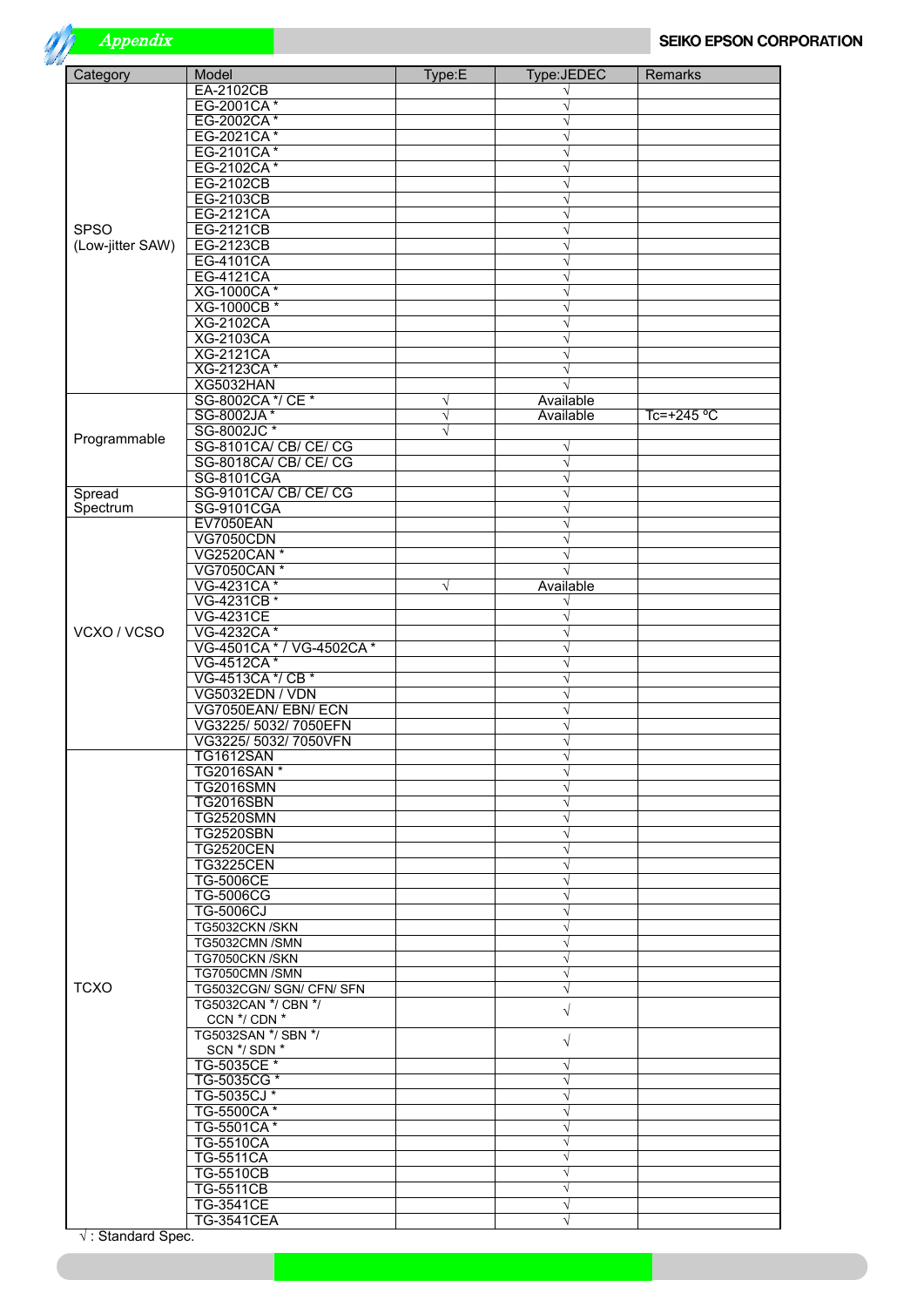| Category | Model | Type:E | Type:JEDEC | Remarks |
|---|---|---|---|---|
| SPSO (Low-jitter SAW) | EA-2102CB | | √ | |
| | EG-2001CA * | | √ | |
| | EG-2002CA * | | √ | |
| | EG-2021CA * | | √ | |
| | EG-2101CA * | | √ | |
| | EG-2102CA * | | √ | |
| | EG-2102CB | | √ | |
| | EG-2103CB | | √ | |
| | EG-2121CA | | √ | |
| | EG-2121CB | | √ | |
| | EG-2123CB | | √ | |
| | EG-4101CA | | √ | |
| | EG-4121CA | | √ | |
| | XG-1000CA * | | √ | |
| | XG-1000CB * | | √ | |
| | XG-2102CA | | √ | |
| | XG-2103CA | | √ | |
| | XG-2121CA | | √ | |
| | XG-2123CA * | | √ | |
| | XG5032HAN | | √ | |
| Programmable | SG-8002CA */ CE * | √ | Available | |
| | SG-8002JA * | √ | Available | Tc=+245 ºC |
| | SG-8002JC * | √ | | |
| | SG-8101CA/ CB/ CE/ CG | | √ | |
| | SG-8018CA/ CB/ CE/ CG | | √ | |
| | SG-8101CGA | | √ | |
| Spread Spectrum | SG-9101CA/ CB/ CE/ CG | | √ | |
| | SG-9101CGA | | √ | |
| VCXO / VCSO | EV7050EAN | | √ | |
| | VG7050CDN | | √ | |
| | VG2520CAN * | | √ | |
| | VG7050CAN * | | √ | |
| | VG-4231CA * | √ | Available | |
| | VG-4231CB * | | √ | |
| | VG-4231CE | | √ | |
| | VG-4232CA * | | √ | |
| | VG-4501CA * / VG-4502CA * | | √ | |
| | VG-4512CA * | | √ | |
| | VG-4513CA */ CB * | | √ | |
| | VG5032EDN / VDN | | √ | |
| | VG7050EAN/ EBN/ ECN | | √ | |
| | VG3225/ 5032/ 7050EFN | | √ | |
| | VG3225/ 5032/ 7050VFN | | √ | |
| TCXO | TG1612SAN | | √ | |
| | TG2016SAN * | | √ | |
| | TG2016SMN | | √ | |
| | TG2016SBN | | √ | |
| | TG2520SMN | | √ | |
| | TG2520SBN | | √ | |
| | TG2520CEN | | √ | |
| | TG3225CEN | | √ | |
| | TG-5006CE | | √ | |
| | TG-5006CG | | √ | |
| | TG-5006CJ | | √ | |
| | TG5032CKN /SKN | | √ | |
| | TG5032CMN /SMN | | √ | |
| | TG7050CKN /SKN | | √ | |
| | TG7050CMN /SMN | | √ | |
| | TG5032CGN/ SGN/ CFN/ SFN | | √ | |
| | TG5032CAN */ CBN */ CCN */ CDN * | | √ | |
| | TG5032SAN */ SBN */ SCN */ SDN * | | √ | |
| | TG-5035CE * | | √ | |
| | TG-5035CG * | | √ | |
| | TG-5035CJ * | | √ | |
| | TG-5500CA * | | √ | |
| | TG-5501CA * | | √ | |
| | TG-5510CA | | √ | |
| | TG-5511CA | | √ | |
| | TG-5510CB | | √ | |
| | TG-5511CB | | √ | |
| | TG-3541CE | | √ | |
| | TG-3541CEA | | √ | |

√ : Standard Spec.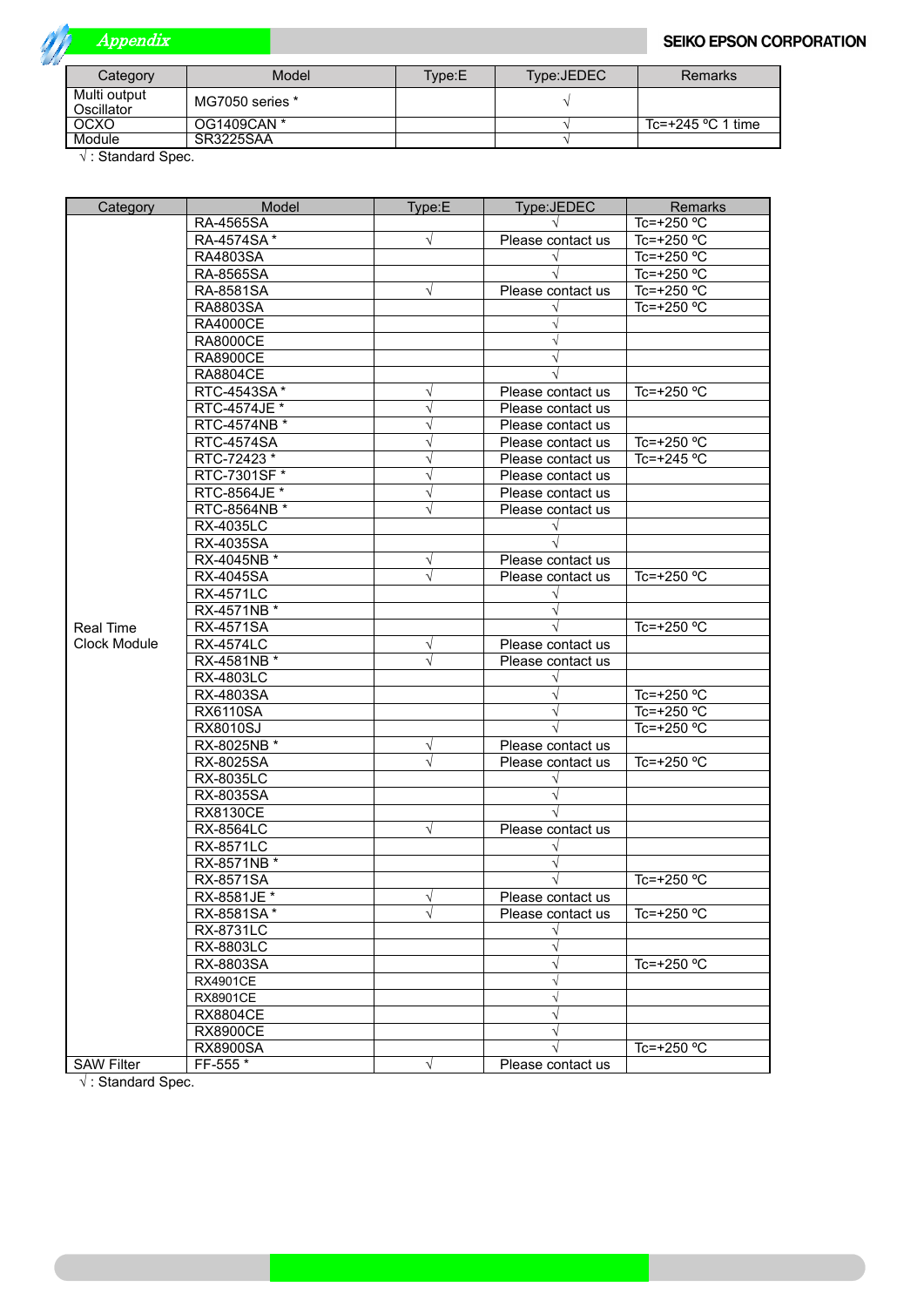| Category | Model | Type:E | Type:JEDEC | Remarks |
|---|---|---|---|---|
| Multi output Oscillator | MG7050 series * | | √ | |
| OCXO | OG1409CAN * | | √ | Tc=+245 ºC 1 time |
| Module | SR3225SAA | | √ | |

√ : Standard Spec.

| Category | Model | Type:E | Type:JEDEC | Remarks |
|---|---|---|---|---|
| Real Time Clock Module | RA-4565SA | | √ | Tc=+250 ºC |
| | RA-4574SA * | √ | Please contact us | Tc=+250 ºC |
| | RA4803SA | | √ | Tc=+250 ºC |
| | RA-8565SA | | √ | Tc=+250 ºC |
| | RA-8581SA | √ | Please contact us | Tc=+250 ºC |
| | RA8803SA | | √ | Tc=+250 ºC |
| | RA4000CE | | √ | |
| | RA8000CE | | √ | |
| | RA8900CE | | √ | |
| | RA8804CE | | √ | |
| | RTC-4543SA * | √ | Please contact us | Tc=+250 ºC |
| | RTC-4574JE * | √ | Please contact us | |
| | RTC-4574NB * | √ | Please contact us | |
| | RTC-4574SA | √ | Please contact us | Tc=+250 ºC |
| | RTC-72423 * | √ | Please contact us | Tc=+245 ºC |
| | RTC-7301SF * | √ | Please contact us | |
| | RTC-8564JE * | √ | Please contact us | |
| | RTC-8564NB * | √ | Please contact us | |
| | RX-4035LC | | √ | |
| | RX-4035SA | | √ | |
| | RX-4045NB * | √ | Please contact us | |
| | RX-4045SA | √ | Please contact us | Tc=+250 ºC |
| | RX-4571LC | | √ | |
| | RX-4571NB * | | √ | |
| | RX-4571SA | | √ | Tc=+250 ºC |
| | RX-4574LC | √ | Please contact us | |
| | RX-4581NB * | √ | Please contact us | |
| | RX-4803LC | | √ | |
| | RX-4803SA | | √ | Tc=+250 ºC |
| | RX6110SA | | √ | Tc=+250 ºC |
| | RX8010SJ | | √ | Tc=+250 ºC |
| | RX-8025NB * | √ | Please contact us | |
| | RX-8025SA | √ | Please contact us | Tc=+250 ºC |
| | RX-8035LC | | √ | |
| | RX-8035SA | | √ | |
| | RX8130CE | | √ | |
| | RX-8564LC | √ | Please contact us | |
| | RX-8571LC | | √ | |
| | RX-8571NB * | | √ | |
| | RX-8571SA | | √ | Tc=+250 ºC |
| | RX-8581JE * | √ | Please contact us | |
| | RX-8581SA * | √ | Please contact us | Tc=+250 ºC |
| | RX-8731LC | | √ | |
| | RX-8803LC | | √ | |
| | RX-8803SA | | √ | Tc=+250 ºC |
| | RX4901CE | | √ | |
| | RX8901CE | | √ | |
| | RX8804CE | | √ | |
| | RX8900CE | | √ | |
| | RX8900SA | | √ | Tc=+250 ºC |
| SAW Filter | FF-555 * | √ | Please contact us | |

√ : Standard Spec.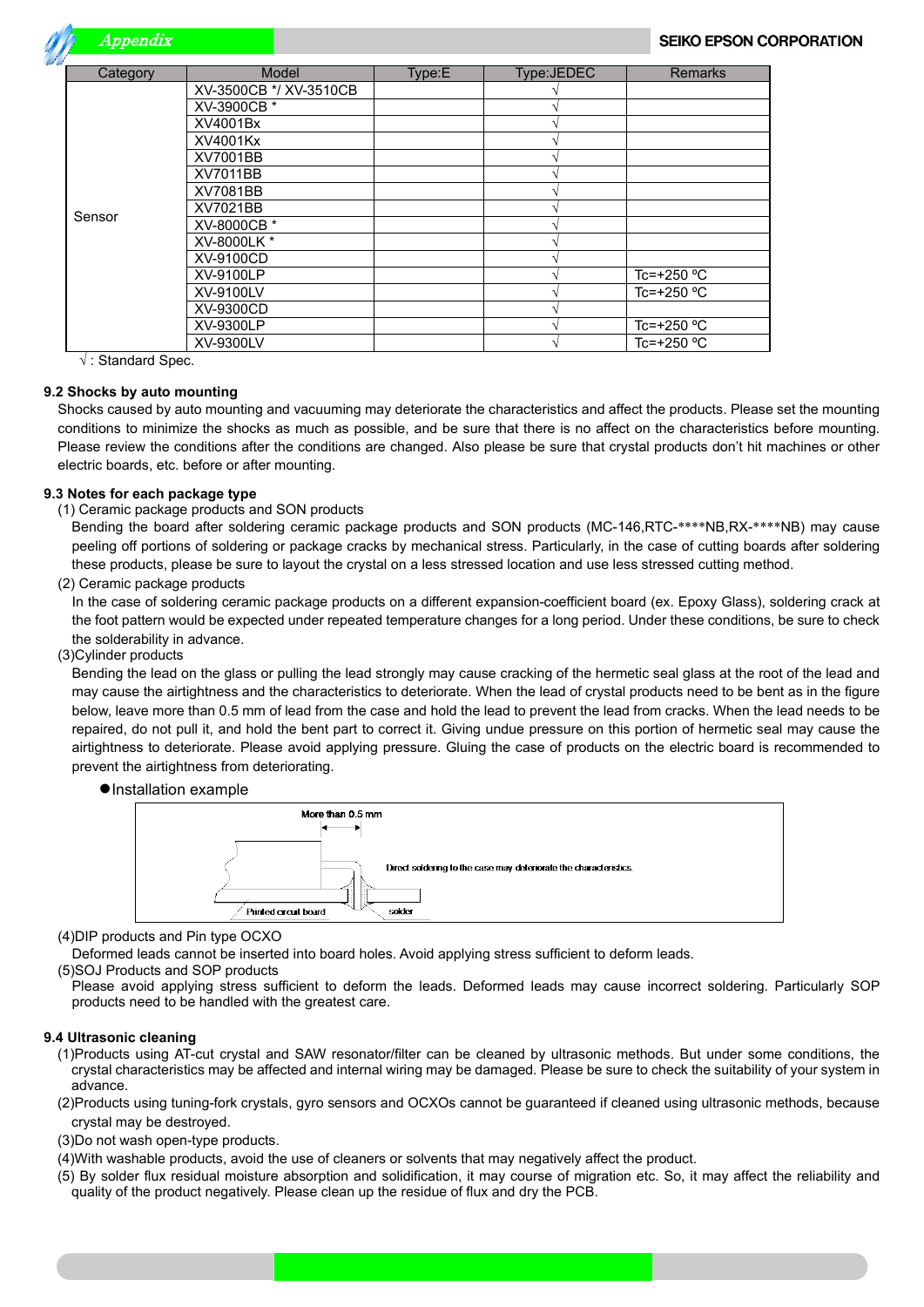| Category | Model | Type:E | Type:JEDEC | Remarks |
|---|---|---|---|---|
| Sensor | XV-3500CB */ XV-3510CB | | √ | |
| | XV-3900CB * | | √ | |
| | XV4001Bx | | √ | |
| | XV4001Kx | | √ | |
| | XV7001BB | | √ | |
| | XV7011BB | | √ | |
| | XV7081BB | | √ | |
| | XV7021BB | | √ | |
| | XV-8000CB * | | √ | |
| | XV-8000LK * | | √ | |
| | XV-9100CD | | √ | |
| | XV-9100LP | | √ | Tc=+250 ºC |
| | XV-9100LV | | √ | Tc=+250 ºC |
| | XV-9300CD | | √ | |
| | XV-9300LP | | √ | Tc=+250 ºC |
| | XV-9300LV | | √ | Tc=+250 ºC |

√ : Standard Spec.

### 9.2 Shocks by auto mounting

Shocks caused by auto mounting and vacuuming may deteriorate the characteristics and affect the products. Please set the mounting conditions to minimize the shocks as much as possible, and be sure that there is no affect on the characteristics before mounting. Please review the conditions after the conditions are changed. Also please be sure that crystal products don't hit machines or other electric boards, etc. before or after mounting.

### 9.3 Notes for each package type

(1) Ceramic package products and SON products

Bending the board after soldering ceramic package products and SON products (MC-146,RTC-****NB,RX-****NB) may cause peeling off portions of soldering or package cracks by mechanical stress. Particularly, in the case of cutting boards after soldering these products, please be sure to layout the crystal on a less stressed location and use less stressed cutting method.

(2) Ceramic package products

In the case of soldering ceramic package products on a different expansion-coefficient board (ex. Epoxy Glass), soldering crack at the foot pattern would be expected under repeated temperature changes for a long period. Under these conditions, be sure to check the solderability in advance.

(3)Cylinder products

Bending the lead on the glass or pulling the lead strongly may cause cracking of the hermetic seal glass at the root of the lead and may cause the airtightness and the characteristics to deteriorate. When the lead of crystal products need to be bent as in the figure below, leave more than 0.5 mm of lead from the case and hold the lead to prevent the lead from cracks. When the lead needs to be repaired, do not pull it, and hold the bent part to correct it. Giving undue pressure on this portion of hermetic seal may cause the airtightness to deteriorate. Please avoid applying pressure. Gluing the case of products on the electric board is recommended to prevent the airtightness from deteriorating.

- Installation example

More than 0.5 mm

Direct soldering to the case may deteriorate the characteristics.

Printed circuit board

solder

(4)DIP products and Pin type OCXO

Deformed leads cannot be inserted into board holes. Avoid applying stress sufficient to deform leads.

(5)SOJ Products and SOP products

Please avoid applying stress sufficient to deform the leads. Deformed leads may cause incorrect soldering. Particularly SOP products need to be handled with the greatest care.

### 9.4 Ultrasonic cleaning

(1)Products using AT-cut crystal and SAW resonator/filter can be cleaned by ultrasonic methods. But under some conditions, the crystal characteristics may be affected and internal wiring may be damaged. Please be sure to check the suitability of your system in advance.

(2)Products using tuning-fork crystals, gyro sensors and OCXOs cannot be guaranteed if cleaned using ultrasonic methods, because crystal may be destroyed.

(3)Do not wash open-type products.

(4)With washable products, avoid the use of cleaners or solvents that may negatively affect the product.

(5) By solder flux residual moisture absorption and solidification, it may course of migration etc. So, it may affect the reliability and quality of the product negatively. Please clean up the residue of flux and dry the PCB.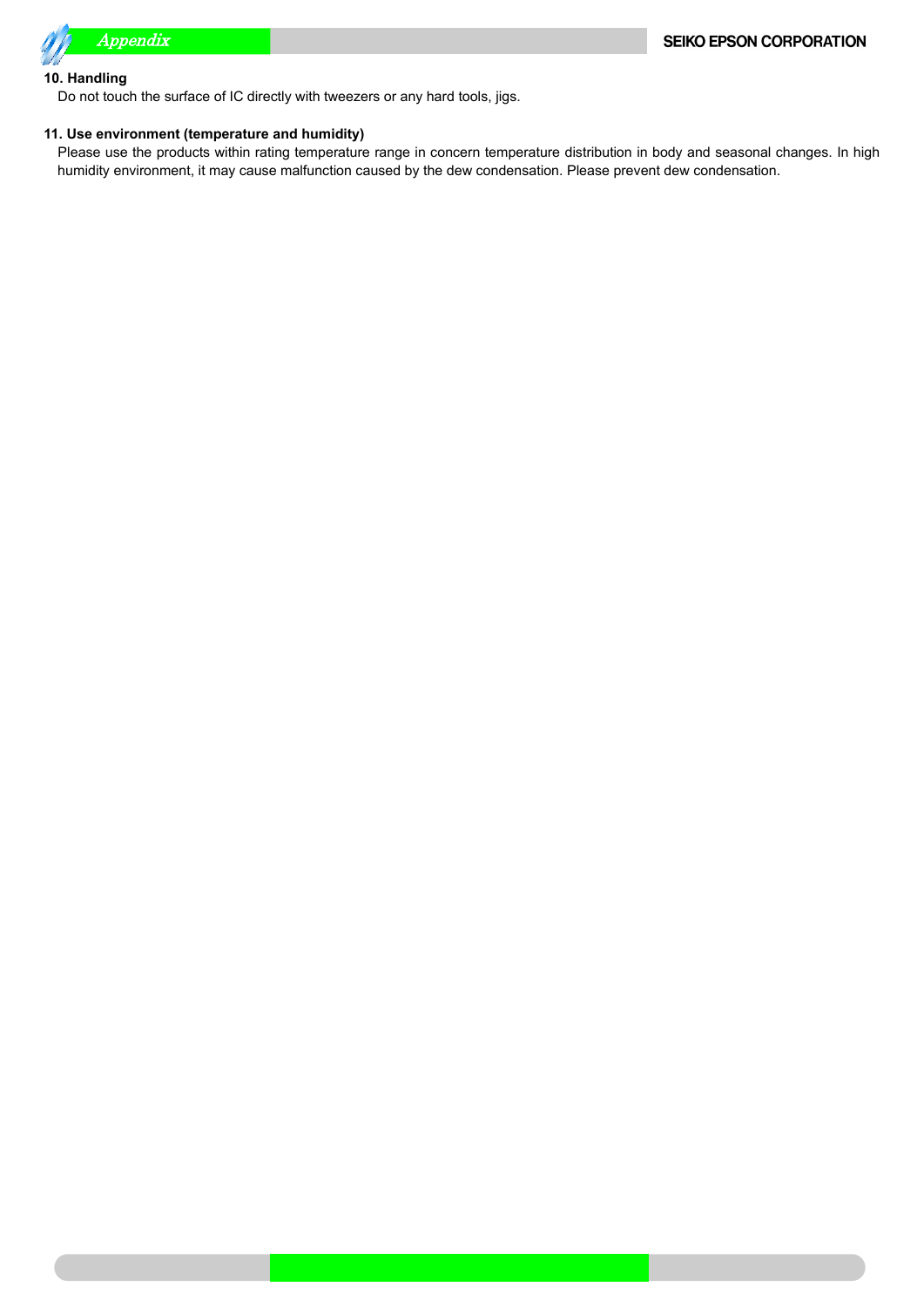### 10. Handling

Do not touch the surface of IC directly with tweezers or any hard tools, jigs.

### 11. Use environment (temperature and humidity)

Please use the products within rating temperature range in concern temperature distribution in body and seasonal changes. In high humidity environment, it may cause malfunction caused by the dew condensation. Please prevent dew condensation.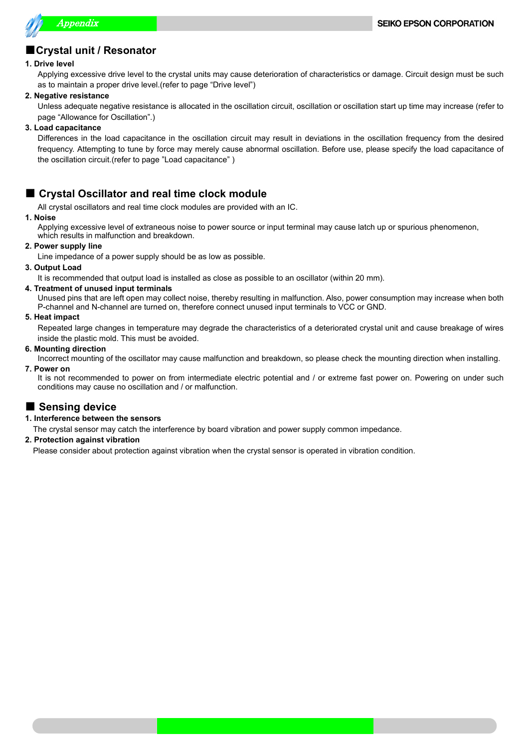## ■Crystal unit / Resonator

**1. Drive level**

Applying excessive drive level to the crystal units may cause deterioration of characteristics or damage. Circuit design must be such as to maintain a proper drive level.(refer to page "Drive level")

**2. Negative resistance**

Unless adequate negative resistance is allocated in the oscillation circuit, oscillation or oscillation start up time may increase (refer to page "Allowance for Oscillation".)

**3. Load capacitance**

Differences in the load capacitance in the oscillation circuit may result in deviations in the oscillation frequency from the desired frequency. Attempting to tune by force may merely cause abnormal oscillation. Before use, please specify the load capacitance of the oscillation circuit.(refer to page "Load capacitance" )

## ■ Crystal Oscillator and real time clock module

All crystal oscillators and real time clock modules are provided with an IC.

**1. Noise**

Applying excessive level of extraneous noise to power source or input terminal may cause latch up or spurious phenomenon, which results in malfunction and breakdown.

**2. Power supply line**

Line impedance of a power supply should be as low as possible.

**3. Output Load**

It is recommended that output load is installed as close as possible to an oscillator (within 20 mm).

**4. Treatment of unused input terminals**

Unused pins that are left open may collect noise, thereby resulting in malfunction. Also, power consumption may increase when both P-channel and N-channel are turned on, therefore connect unused input terminals to VCC or GND.

**5. Heat impact**

Repeated large changes in temperature may degrade the characteristics of a deteriorated crystal unit and cause breakage of wires inside the plastic mold. This must be avoided.

**6. Mounting direction**

Incorrect mounting of the oscillator may cause malfunction and breakdown, so please check the mounting direction when installing.

**7. Power on**

It is not recommended to power on from intermediate electric potential and / or extreme fast power on. Powering on under such conditions may cause no oscillation and / or malfunction.

## ■ Sensing device

**1. Interference between the sensors**

The crystal sensor may catch the interference by board vibration and power supply common impedance.

**2. Protection against vibration**

Please consider about protection against vibration when the crystal sensor is operated in vibration condition.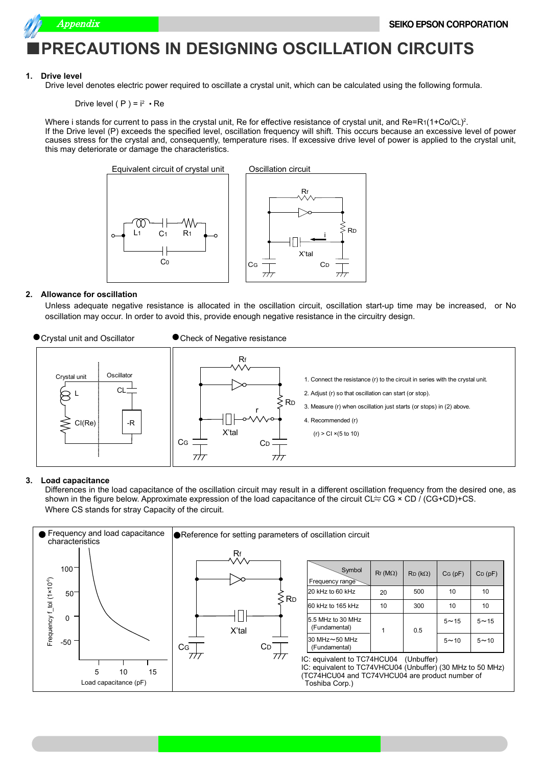# PRECAUTIONS IN DESIGNING OSCILLATION CIRCUITS

## 1. Drive level

Drive level denotes electric power required to oscillate a crystal unit, which can be calculated using the following formula.

$$\text{Drive level (P)} = i^2 \cdot Re$$

Where i stands for current to pass in the crystal unit, Re for effective resistance of crystal unit, and $Re = R_1(1+C_0/C_L)^2$.
If the Drive level (P) exceeds the specified level, oscillation frequency will shift. This occurs because an excessive level of power causes stress for the crystal and, consequently, temperature rises. If excessive drive level of power is applied to the crystal unit, this may deteriorate or damage the characteristics.

Equivalent circuit of crystal unit

$L_1$ $C_1$ $R_1$
$C_0$

Oscillation circuit

$R_f$
$R_D$
i
X'tal
$C_G$ $C_D$

## 2. Allowance for oscillation

Unless adequate negative resistance is allocated in the oscillation circuit, oscillation start-up time may be increased, or No oscillation may occur. In order to avoid this, provide enough negative resistance in the circuitry design.

● Crystal unit and Oscillator

Crystal unit
Oscillator
L
CL
Cl(Re)
-R

● Check of Negative resistance

$R_f$
$R_D$
r
X'tal
$C_G$ $C_D$

1. Connect the resistance (r) to the circuit in series with the crystal unit.
2. Adjust (r) so that oscillation can start (or stop).
3. Measure (r) when oscillation just starts (or stops) in (2) above.
4. Recommended (r)

   (r) > Cl ×(5 to 10)

## 3. Load capacitance

Differences in the load capacitance of the oscillation circuit may result in a different oscillation frequency from the desired one, as shown in the figure below. Approximate expression of the load capacitance of the circuit $CL \fallingdotseq CG \times CD / (CG+CD)+CS$.
Where CS stands for stray Capacity of the circuit.

● Frequency and load capacitance characteristics

Frequency f_tol ($1\times10^{-6}$)
100
50
0
-50
5
10
15
Load capacitance (pF)

● Reference for setting parameters of oscillation circuit

$R_f$
$R_D$
X'tal
$C_G$ $C_D$

| Symbol / Frequency range | $R_f$ (MΩ) | $R_D$ (kΩ) | $C_G$ (pF) | $C_D$ (pF) |
|---|---|---|---|---|
| 20 kHz to 60 kHz | 20 | 500 | 10 | 10 |
| 60 kHz to 165 kHz | 10 | 300 | 10 | 10 |
| 5.5 MHz to 30 MHz (Fundamental) | 1 | 0.5 | 5~15 | 5~15 |
| 30 MHz~50 MHz (Fundamental) | | | 5~10 | 5~10 |

IC: equivalent to TC74HCU04 (Unbuffer)
IC: equivalent to TC74VHCU04 (Unbuffer) (30 MHz to 50 MHz)
(TC74HCU04 and TC74VHCU04 are product number of Toshiba Corp.)